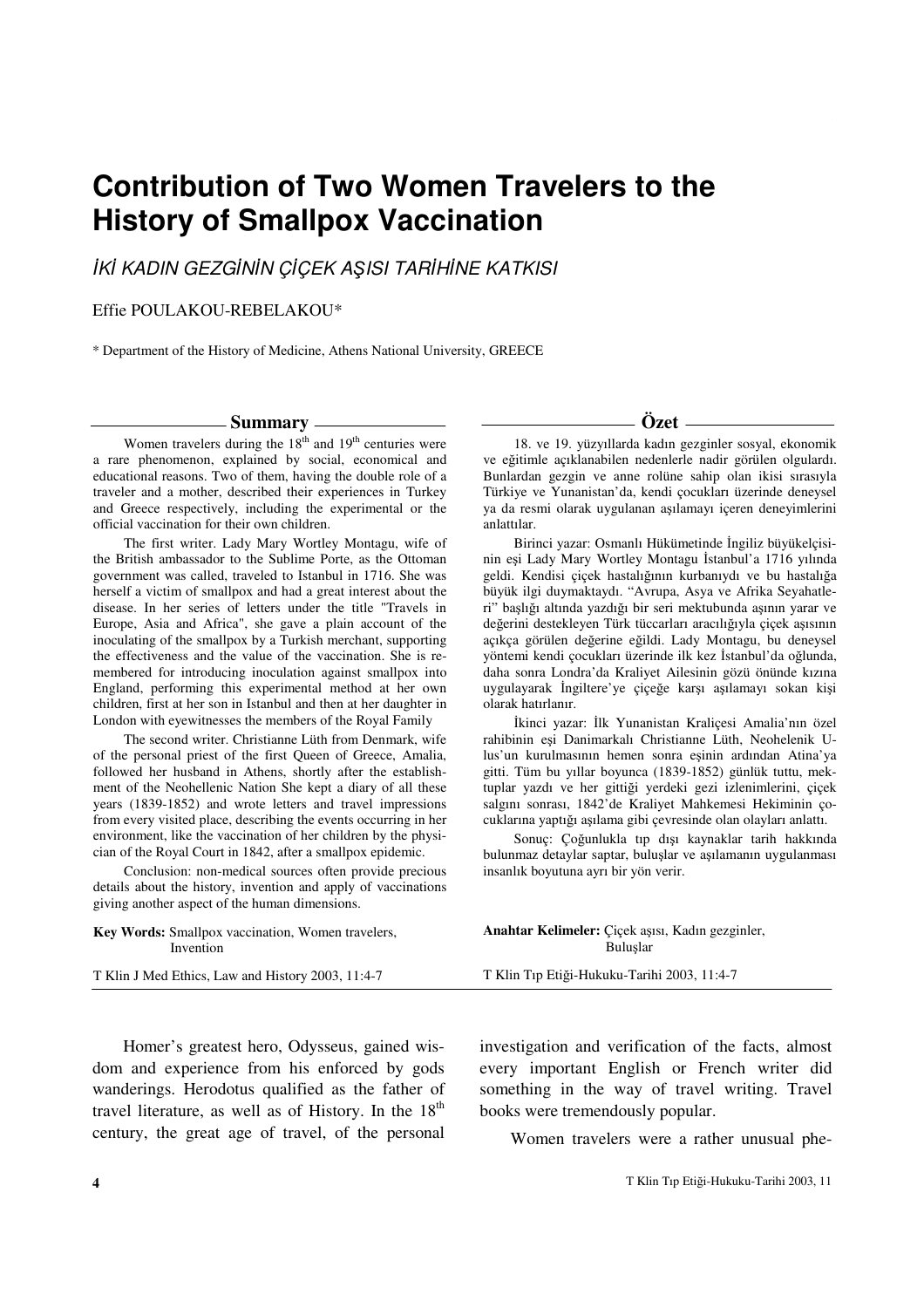# Contribution of Two Women Travelers to the History of Smallpox Vaccination

*İKİ KADIN GEZGİNİN ÇİÇEK AŞISI TARİHİNE KATKISI*

Effie POULAKOU-REBELAKOU*

\* Department of the History of Medicine, Athens National University, GREECE

## Summary

Women travelers during the 18th and 19th centuries were a rare phenomenon, explained by social, economical and educational reasons. Two of them, having the double role of a traveler and a mother, described their experiences in Turkey and Greece respectively, including the experimental or the official vaccination for their own children.

The first writer. Lady Mary Wortley Montagu, wife of the British ambassador to the Sublime Porte, as the Ottoman government was called, traveled to Istanbul in 1716. She was herself a victim of smallpox and had a great interest about the disease. In her series of letters under the title "Travels in Europe, Asia and Africa", she gave a plain account of the inoculating of the smallpox by a Turkish merchant, supporting the effectiveness and the value of the vaccination. She is remembered for introducing inoculation against smallpox into England, performing this experimental method at her own children, first at her son in Istanbul and then at her daughter in London with eyewitnesses the members of the Royal Family

The second writer. Christianne Lüth from Denmark, wife of the personal priest of the first Queen of Greece, Amalia, followed her husband in Athens, shortly after the establishment of the Neohellenic Nation She kept a diary of all these years (1839-1852) and wrote letters and travel impressions from every visited place, describing the events occurring in her environment, like the vaccination of her children by the physician of the Royal Court in 1842, after a smallpox epidemic.

Conclusion: non-medical sources often provide precious details about the history, invention and apply of vaccinations giving another aspect of the human dimensions.

**Key Words:** Smallpox vaccination, Women travelers, Invention

T Klin J Med Ethics, Law and History 2003, 11:4-7

## Özet

18. ve 19. yüzyıllarda kadın gezginler sosyal, ekonomik ve eğitimle açıklanabilen nedenlerle nadir görülen olgulardı. Bunlardan gezgin ve anne rolüne sahip olan ikisi sırasıyla Türkiye ve Yunanistan'da, kendi çocukları üzerinde deneysel ya da resmi olarak uygulanan aşılamayı içeren deneyimlerini anlattılar.

Birinci yazar: Osmanlı Hükümetinde İngiliz büyükelçisinin eşi Lady Mary Wortley Montagu İstanbul'a 1716 yılında geldi. Kendisi çiçek hastalığının kurbanıydı ve bu hastalığa büyük ilgi duymaktaydı. "Avrupa, Asya ve Afrika Seyahatleri" başlığı altında yazdığı bir seri mektubunda aşının yarar ve değerini destekleyen Türk tüccarları aracılığıyla çiçek aşısının açıkça görülen değerine eğildi. Lady Montagu, bu deneysel yöntemi kendi çocukları üzerinde ilk kez İstanbul'da oğlunda, daha sonra Londra'da Kraliyet Ailesinin gözü önünde kızına uygulayarak İngiltere'ye çiçeğe karşı aşılamayı sokan kişi olarak hatırlanır.

İkinci yazar: İlk Yunanistan Kraliçesi Amalia'nın özel rahibinin eşi Danimarkalı Christianne Lüth, Neohelenik Ulus'un kurulmasının hemen sonra eşinin ardından Atina'ya gitti. Tüm bu yıllar boyunca (1839-1852) günlük tuttu, mektuplar yazdı ve her gittiği yerdeki gezi izlenimlerini, çiçek salgını sonrası, 1842'de Kraliyet Mahkemesi Hekiminin çocuklarına yaptığı aşılama gibi çevresinde olan olayları anlattı.

Sonuç: Çoğunlukla tıp dışı kaynaklar tarih hakkında bulunmaz detaylar saptar, buluşlar ve aşılamanın uygulanması insanlık boyutuna ayrı bir yön verir.

**Anahtar Kelimeler:** Çiçek aşısı, Kadın gezginler, Buluşlar

T Klin Tıp Etiği-Hukuku-Tarihi 2003, 11:4-7

Homer's greatest hero, Odysseus, gained wisdom and experience from his enforced by gods wanderings. Herodotus qualified as the father of travel literature, as well as of History. In the 18th century, the great age of travel, of the personal investigation and verification of the facts, almost every important English or French writer did something in the way of travel writing. Travel books were tremendously popular.

Women travelers were a rather unusual phe-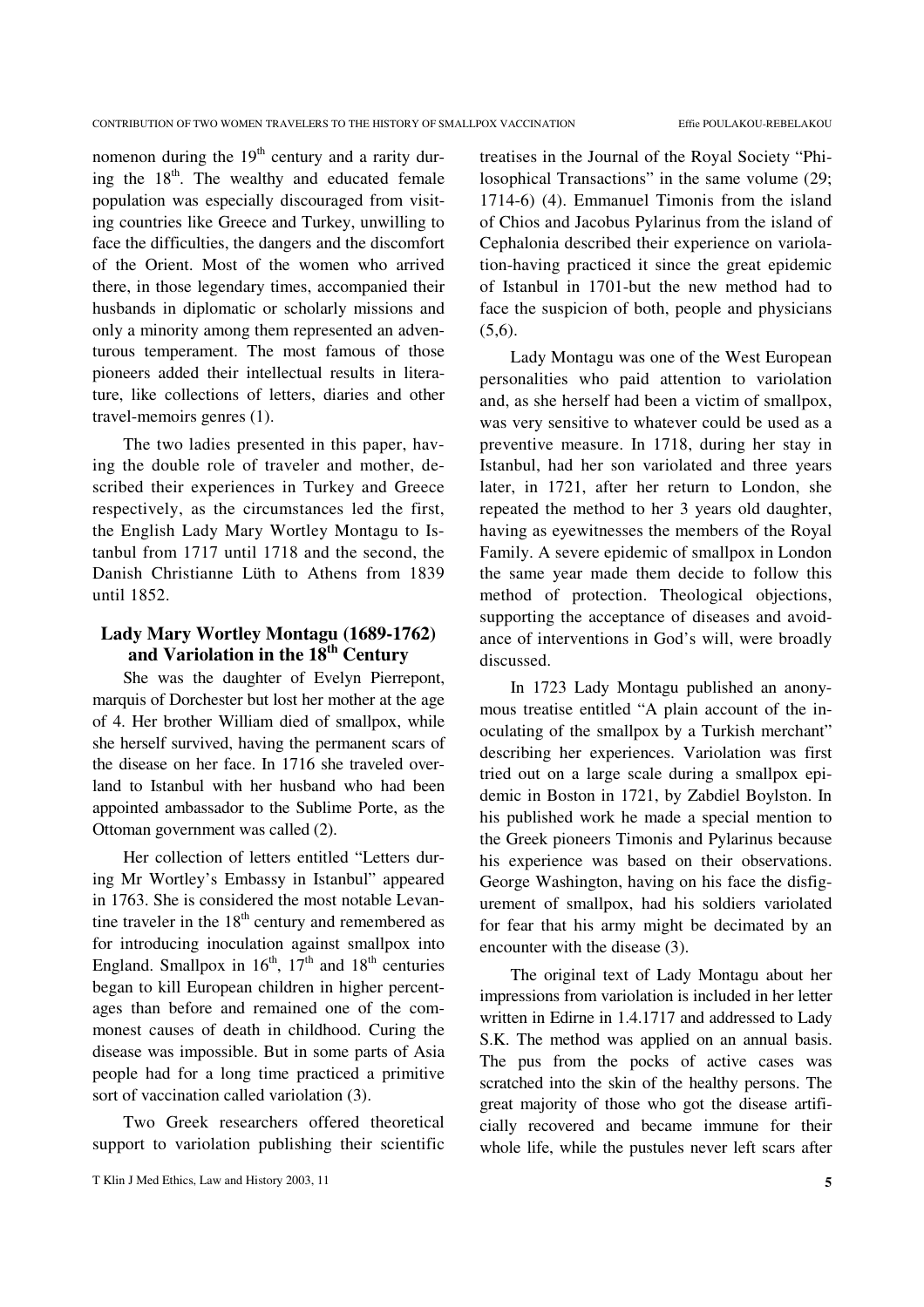nomenon during the 19th century and a rarity during the 18th. The wealthy and educated female population was especially discouraged from visiting countries like Greece and Turkey, unwilling to face the difficulties, the dangers and the discomfort of the Orient. Most of the women who arrived there, in those legendary times, accompanied their husbands in diplomatic or scholarly missions and only a minority among them represented an adventurous temperament. The most famous of those pioneers added their intellectual results in literature, like collections of letters, diaries and other travel-memoirs genres (1).

The two ladies presented in this paper, having the double role of traveler and mother, described their experiences in Turkey and Greece respectively, as the circumstances led the first, the English Lady Mary Wortley Montagu to Istanbul from 1717 until 1718 and the second, the Danish Christianne Lüth to Athens from 1839 until 1852.

## Lady Mary Wortley Montagu (1689-1762) and Variolation in the 18th Century

She was the daughter of Evelyn Pierrepont, marquis of Dorchester but lost her mother at the age of 4. Her brother William died of smallpox, while she herself survived, having the permanent scars of the disease on her face. In 1716 she traveled overland to Istanbul with her husband who had been appointed ambassador to the Sublime Porte, as the Ottoman government was called (2).

Her collection of letters entitled "Letters during Mr Wortley's Embassy in Istanbul" appeared in 1763. She is considered the most notable Levantine traveler in the 18th century and remembered as for introducing inoculation against smallpox into England. Smallpox in 16th, 17th and 18th centuries began to kill European children in higher percentages than before and remained one of the commonest causes of death in childhood. Curing the disease was impossible. But in some parts of Asia people had for a long time practiced a primitive sort of vaccination called variolation (3).

Two Greek researchers offered theoretical support to variolation publishing their scientific treatises in the Journal of the Royal Society "Philosophical Transactions" in the same volume (29; 1714-6) (4). Emmanuel Timonis from the island of Chios and Jacobus Pylarinus from the island of Cephalonia described their experience on variolation-having practiced it since the great epidemic of Istanbul in 1701-but the new method had to face the suspicion of both, people and physicians (5,6).

Lady Montagu was one of the West European personalities who paid attention to variolation and, as she herself had been a victim of smallpox, was very sensitive to whatever could be used as a preventive measure. In 1718, during her stay in Istanbul, had her son variolated and three years later, in 1721, after her return to London, she repeated the method to her 3 years old daughter, having as eyewitnesses the members of the Royal Family. A severe epidemic of smallpox in London the same year made them decide to follow this method of protection. Theological objections, supporting the acceptance of diseases and avoidance of interventions in God's will, were broadly discussed.

In 1723 Lady Montagu published an anonymous treatise entitled "A plain account of the inoculating of the smallpox by a Turkish merchant" describing her experiences. Variolation was first tried out on a large scale during a smallpox epidemic in Boston in 1721, by Zabdiel Boylston. In his published work he made a special mention to the Greek pioneers Timonis and Pylarinus because his experience was based on their observations. George Washington, having on his face the disfigurement of smallpox, had his soldiers variolated for fear that his army might be decimated by an encounter with the disease (3).

The original text of Lady Montagu about her impressions from variolation is included in her letter written in Edirne in 1.4.1717 and addressed to Lady S.K. The method was applied on an annual basis. The pus from the pocks of active cases was scratched into the skin of the healthy persons. The great majority of those who got the disease artificially recovered and became immune for their whole life, while the pustules never left scars after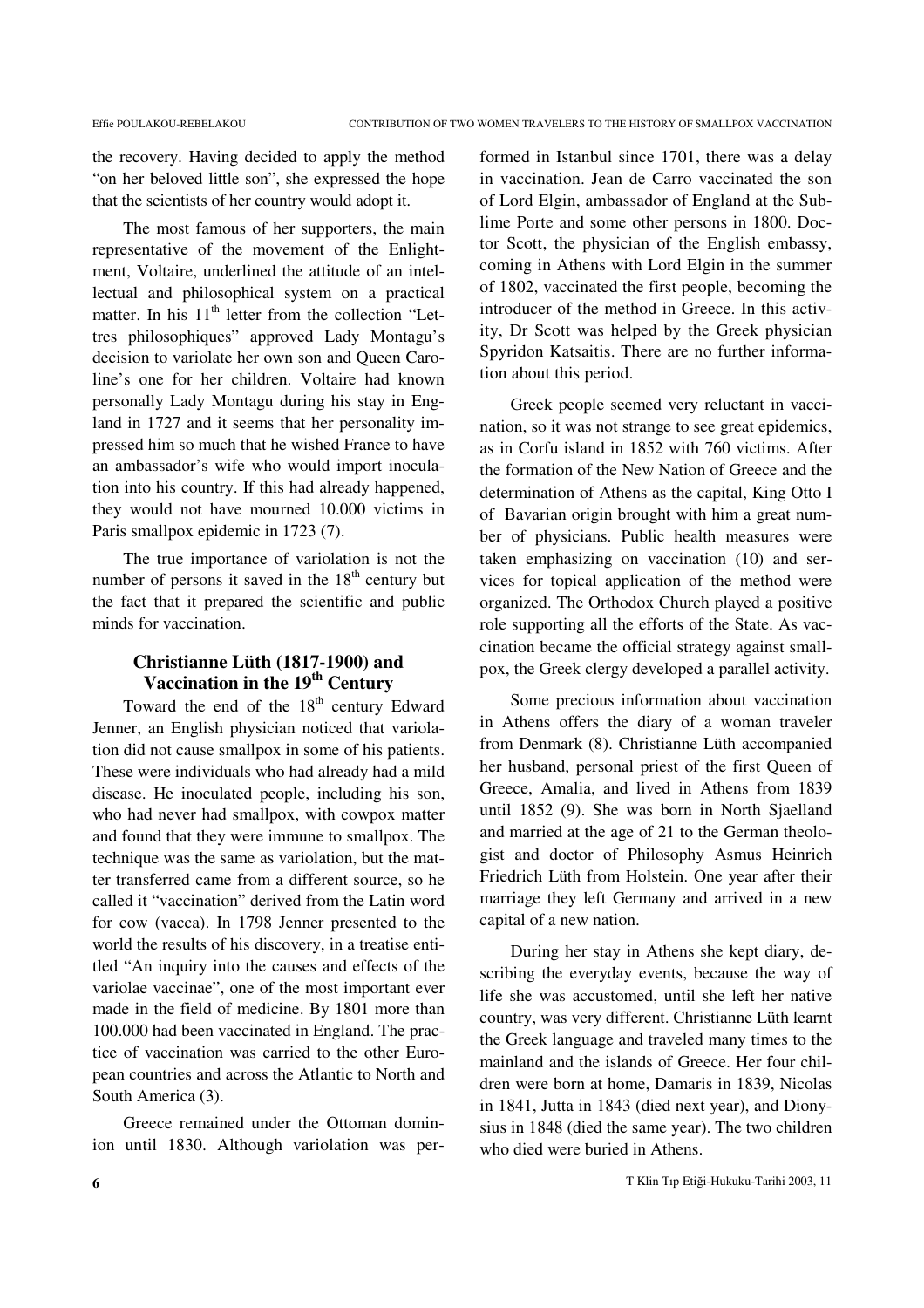the recovery. Having decided to apply the method "on her beloved little son", she expressed the hope that the scientists of her country would adopt it.

The most famous of her supporters, the main representative of the movement of the Enlightment, Voltaire, underlined the attitude of an intellectual and philosophical system on a practical matter. In his 11th letter from the collection "Lettres philosophiques" approved Lady Montagu's decision to variolate her own son and Queen Caroline's one for her children. Voltaire had known personally Lady Montagu during his stay in England in 1727 and it seems that her personality impressed him so much that he wished France to have an ambassador's wife who would import inoculation into his country. If this had already happened, they would not have mourned 10.000 victims in Paris smallpox epidemic in 1723 (7).

The true importance of variolation is not the number of persons it saved in the 18th century but the fact that it prepared the scientific and public minds for vaccination.

## Christianne Lüth (1817-1900) and Vaccination in the 19th Century

Toward the end of the 18th century Edward Jenner, an English physician noticed that variolation did not cause smallpox in some of his patients. These were individuals who had already had a mild disease. He inoculated people, including his son, who had never had smallpox, with cowpox matter and found that they were immune to smallpox. The technique was the same as variolation, but the matter transferred came from a different source, so he called it "vaccination" derived from the Latin word for cow (vacca). In 1798 Jenner presented to the world the results of his discovery, in a treatise entitled "An inquiry into the causes and effects of the variolae vaccinae", one of the most important ever made in the field of medicine. By 1801 more than 100.000 had been vaccinated in England. The practice of vaccination was carried to the other European countries and across the Atlantic to North and South America (3).

Greece remained under the Ottoman dominion until 1830. Although variolation was performed in Istanbul since 1701, there was a delay in vaccination. Jean de Carro vaccinated the son of Lord Elgin, ambassador of England at the Sublime Porte and some other persons in 1800. Doctor Scott, the physician of the English embassy, coming in Athens with Lord Elgin in the summer of 1802, vaccinated the first people, becoming the introducer of the method in Greece. In this activity, Dr Scott was helped by the Greek physician Spyridon Katsaitis. There are no further information about this period.

Greek people seemed very reluctant in vaccination, so it was not strange to see great epidemics, as in Corfu island in 1852 with 760 victims. After the formation of the New Nation of Greece and the determination of Athens as the capital, King Otto I of Bavarian origin brought with him a great number of physicians. Public health measures were taken emphasizing on vaccination (10) and services for topical application of the method were organized. The Orthodox Church played a positive role supporting all the efforts of the State. As vaccination became the official strategy against smallpox, the Greek clergy developed a parallel activity.

Some precious information about vaccination in Athens offers the diary of a woman traveler from Denmark (8). Christianne Lüth accompanied her husband, personal priest of the first Queen of Greece, Amalia, and lived in Athens from 1839 until 1852 (9). She was born in North Sjaelland and married at the age of 21 to the German theologist and doctor of Philosophy Asmus Heinrich Friedrich Lüth from Holstein. One year after their marriage they left Germany and arrived in a new capital of a new nation.

During her stay in Athens she kept diary, describing the everyday events, because the way of life she was accustomed, until she left her native country, was very different. Christianne Lüth learnt the Greek language and traveled many times to the mainland and the islands of Greece. Her four children were born at home, Damaris in 1839, Nicolas in 1841, Jutta in 1843 (died next year), and Dionysius in 1848 (died the same year). The two children who died were buried in Athens.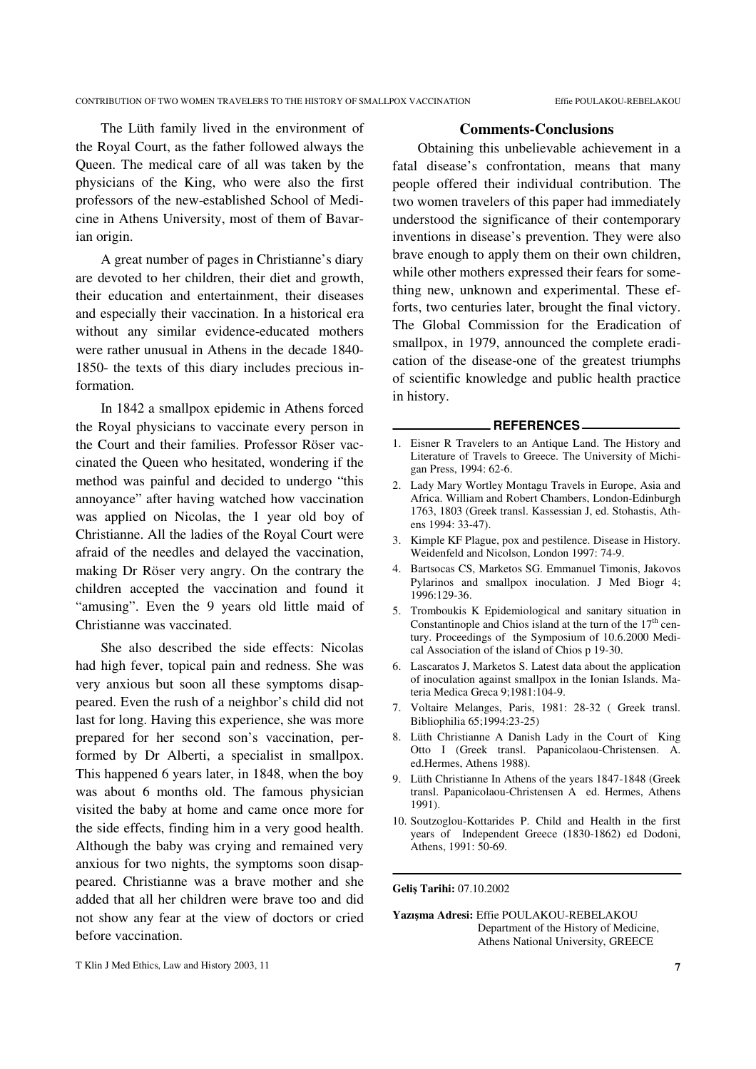The Lüth family lived in the environment of the Royal Court, as the father followed always the Queen. The medical care of all was taken by the physicians of the King, who were also the first professors of the new-established School of Medicine in Athens University, most of them of Bavarian origin.

A great number of pages in Christianne's diary are devoted to her children, their diet and growth, their education and entertainment, their diseases and especially their vaccination. In a historical era without any similar evidence-educated mothers were rather unusual in Athens in the decade 1840-1850- the texts of this diary includes precious information.

In 1842 a smallpox epidemic in Athens forced the Royal physicians to vaccinate every person in the Court and their families. Professor Röser vaccinated the Queen who hesitated, wondering if the method was painful and decided to undergo "this annoyance" after having watched how vaccination was applied on Nicolas, the 1 year old boy of Christianne. All the ladies of the Royal Court were afraid of the needles and delayed the vaccination, making Dr Röser very angry. On the contrary the children accepted the vaccination and found it "amusing". Even the 9 years old little maid of Christianne was vaccinated.

She also described the side effects: Nicolas had high fever, topical pain and redness. She was very anxious but soon all these symptoms disappeared. Even the rush of a neighbor's child did not last for long. Having this experience, she was more prepared for her second son's vaccination, performed by Dr Alberti, a specialist in smallpox. This happened 6 years later, in 1848, when the boy was about 6 months old. The famous physician visited the baby at home and came once more for the side effects, finding him in a very good health. Although the baby was crying and remained very anxious for two nights, the symptoms soon disappeared. Christianne was a brave mother and she added that all her children were brave too and did not show any fear at the view of doctors or cried before vaccination.

## Comments-Conclusions

Obtaining this unbelievable achievement in a fatal disease's confrontation, means that many people offered their individual contribution. The two women travelers of this paper had immediately understood the significance of their contemporary inventions in disease's prevention. They were also brave enough to apply them on their own children, while other mothers expressed their fears for something new, unknown and experimental. These efforts, two centuries later, brought the final victory. The Global Commission for the Eradication of smallpox, in 1979, announced the complete eradication of the disease-one of the greatest triumphs of scientific knowledge and public health practice in history.

## REFERENCES

1. Eisner R Travelers to an Antique Land. The History and Literature of Travels to Greece. The University of Michigan Press, 1994: 62-6.
2. Lady Mary Wortley Montagu Travels in Europe, Asia and Africa. William and Robert Chambers, London-Edinburgh 1763, 1803 (Greek transl. Kassessian J, ed. Stohastis, Athens 1994: 33-47).
3. Kimple KF Plague, pox and pestilence. Disease in History. Weidenfeld and Nicolson, London 1997: 74-9.
4. Bartsocas CS, Marketos SG. Emmanuel Timonis, Jakovos Pylarinos and smallpox inoculation. J Med Biogr 4; 1996:129-36.
5. Tromboukis K Epidemiological and sanitary situation in Constantinople and Chios island at the turn of the 17th century. Proceedings of the Symposium of 10.6.2000 Medical Association of the island of Chios p 19-30.
6. Lascaratos J, Marketos S. Latest data about the application of inoculation against smallpox in the Ionian Islands. Materia Medica Greca 9;1981:104-9.
7. Voltaire Melanges, Paris, 1981: 28-32 ( Greek transl. Bibliophilia 65;1994:23-25)
8. Lüth Christianne A Danish Lady in the Court of King Otto I (Greek transl. Papanicolaou-Christensen. A. ed.Hermes, Athens 1988).
9. Lüth Christianne In Athens of the years 1847-1848 (Greek transl. Papanicolaou-Christensen A ed. Hermes, Athens 1991).
10. Soutzoglou-Kottarides P. Child and Health in the first years of Independent Greece (1830-1862) ed Dodoni, Athens, 1991: 50-69.

**Geliş Tarihi:** 07.10.2002

**Yazışma Adresi:** Effie POULAKOU-REBELAKOU
Department of the History of Medicine,
Athens National University, GREECE